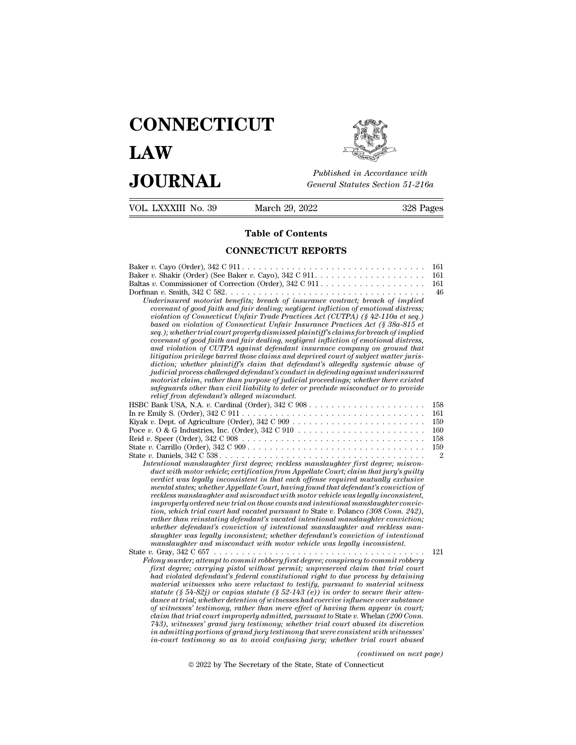# CONNECTICUT LAW JOURNAL

*Published in Accordance with General Statutes Section 51-216a*

VOL. LXXXIII No. 39 — March 29, 2022 — 328 Pages

## Table of Contents

### CONNECTICUT REPORTS

Baker *v.* Cayo (Order), 342 C 911 . . . . . . . . . . 161

Baker *v.* Shakir (Order) (See Baker *v.* Cayo), 342 C 911 . . . . . . . . . . 161

Baltas *v.* Commissioner of Correction (Order), 342 C 911 . . . . . . . . . . 161

Dorfman *v.* Smith, 342 C 582 . . . . . . . . . . 46

*Underinsured motorist benefits; breach of insurance contract; breach of implied covenant of good faith and fair dealing; negligent infliction of emotional distress; violation of Connecticut Unfair Trade Practices Act (CUTPA) (§ 42-110a et seq.) based on violation of Connecticut Unfair Insurance Practices Act (§ 38a-815 et seq.); whether trial court properly dismissed plaintiff's claims for breach of implied covenant of good faith and fair dealing, negligent infliction of emotional distress, and violation of CUTPA against defendant insurance company on ground that litigation privilege barred those claims and deprived court of subject matter jurisdiction; whether plaintiff's claim that defendant's allegedly systemic abuse of judicial process challenged defendant's conduct in defending against underinsured motorist claim, rather than purpose of judicial proceedings; whether there existed safeguards other than civil liability to deter or preclude misconduct or to provide relief from defendant's alleged misconduct.*

HSBC Bank USA, N.A. *v.* Cardinal (Order), 342 C 908 . . . . . . . . . . 158

In re Emily S. (Order), 342 C 911 . . . . . . . . . . 161

Kiyak *v.* Dept. of Agriculture (Order), 342 C 909 . . . . . . . . . . 159

Poce *v.* O & G Industries, Inc. (Order), 342 C 910 . . . . . . . . . . 160

Reid *v.* Speer (Order), 342 C 908 . . . . . . . . . . 158

State *v.* Carrillo (Order), 342 C 909 . . . . . . . . . . 159

State *v.* Daniels, 342 C 538 . . . . . . . . . . 2

*Intentional manslaughter first degree; reckless manslaughter first degree; misconduct with motor vehicle; certification from Appellate Court; claim that jury's guilty verdict was legally inconsistent in that each offense required mutually exclusive mental states; whether Appellate Court, having found that defendant's conviction of reckless manslaughter and misconduct with motor vehicle was legally inconsistent, improperly ordered new trial on those counts and intentional manslaughter conviction, which trial court had vacated pursuant to* State v. Polanco *(308 Conn. 242), rather than reinstating defendant's vacated intentional manslaughter conviction; whether defendant's conviction of intentional manslaughter and reckless manslaughter was legally inconsistent; whether defendant's conviction of intentional manslaughter and misconduct with motor vehicle was legally inconsistent.*

State *v.* Gray, 342 C 657 . . . . . . . . . . 121

*Felony murder; attempt to commit robbery first degree; conspiracy to commit robbery first degree; carrying pistol without permit; unpreserved claim that trial court had violated defendant's federal constitutional right to due process by detaining material witnesses who were reluctant to testify, pursuant to material witness statute (§ 54-82j) or capias statute (§ 52-143 (e)) in order to secure their attendance at trial; whether detention of witnesses had coercive influence over substance of witnesses' testimony, rather than mere effect of having them appear in court; claim that trial court improperly admitted, pursuant to* State v. Whelan *(200 Conn. 743), witnesses' grand jury testimony; whether trial court abused its discretion in admitting portions of grand jury testimony that were consistent with witnesses' in-court testimony so as to avoid confusing jury; whether trial court abused*

*(continued on next page)*

© 2022 by The Secretary of the State, State of Connecticut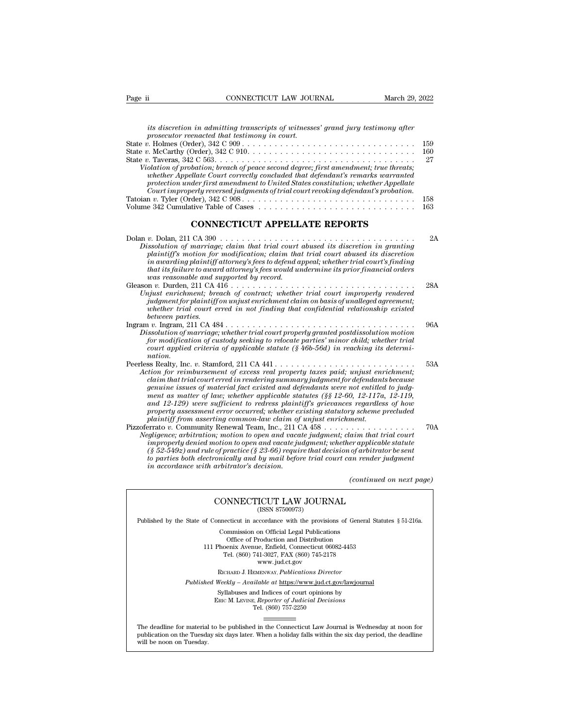*its discretion in admitting transcripts of witnesses' grand jury testimony after prosecutor reenacted that testimony in court.*

State *v.* Holmes (Order), 342 C 909 . . . . . . . . . . . . . . . . . . . . . . . . . . . . . . . . . 159

State *v.* McCarthy (Order), 342 C 910. . . . . . . . . . . . . . . . . . . . . . . . . . . . . . . . . 160

State *v.* Taveras, 342 C 563. . . . . . . . . . . . . . . . . . . . . . . . . . . . . . . . . . . . . . 27

*Violation of probation; breach of peace second degree; first amendment; true threats; whether Appellate Court correctly concluded that defendant's remarks warranted protection under first amendment to United States constitution; whether Appellate Court improperly reversed judgments of trial court revoking defendant's probation.*

Tatoian *v.* Tyler (Order), 342 C 908 . . . . . . . . . . . . . . . . . . . . . . . . . . . . . . . . . 158

Volume 342 Cumulative Table of Cases . . . . . . . . . . . . . . . . . . . . . . . . . . . . . 163

## CONNECTICUT APPELLATE REPORTS

Dolan *v.* Dolan, 211 CA 390 . . . . . . . . . . . . . . . . . . . . . . . . . . . . . . . . . . . . . 2A

*Dissolution of marriage; claim that trial court abused its discretion in granting plaintiff's motion for modification; claim that trial court abused its discretion in awarding plaintiff attorney's fees to defend appeal; whether trial court's finding that its failure to award attorney's fees would undermine its prior financial orders was reasonable and supported by record.*

Gleason *v.* Durden, 211 CA 416 . . . . . . . . . . . . . . . . . . . . . . . . . . . . . . . . . . . 28A

*Unjust enrichment; breach of contract; whether trial court improperly rendered judgment for plaintiff on unjust enrichment claim on basis of unalleged agreement; whether trial court erred in not finding that confidential relationship existed between parties.*

Ingram *v.* Ingram, 211 CA 484 . . . . . . . . . . . . . . . . . . . . . . . . . . . . . . . . . . . . 96A

*Dissolution of marriage; whether trial court properly granted postdissolution motion for modification of custody seeking to relocate parties' minor child; whether trial court applied criteria of applicable statute (§ 46b-56d) in reaching its determination.*

Peerless Realty, Inc. *v.* Stamford, 211 CA 441 . . . . . . . . . . . . . . . . . . . . . . . . . . 53A

*Action for reimbursement of excess real property taxes paid; unjust enrichment; claim that trial court erred in rendering summary judgment for defendants because genuine issues of material fact existed and defendants were not entitled to judgment as matter of law; whether applicable statutes (§§ 12-60, 12-117a, 12-119, and 12-129) were sufficient to redress plaintiff's grievances regardless of how property assessment error occurred; whether existing statutory scheme precluded plaintiff from asserting common-law claim of unjust enrichment.*

Pizzoferrato *v.* Community Renewal Team, Inc., 211 CA 458 . . . . . . . . . . . . . . . . . 70A

*Negligence; arbitration; motion to open and vacate judgment; claim that trial court improperly denied motion to open and vacate judgment; whether applicable statute (§ 52-549z) and rule of practice (§ 23-66) require that decision of arbitrator be sent to parties both electronically and by mail before trial court can render judgment in accordance with arbitrator's decision.*

*(continued on next page)*

CONNECTICUT LAW JOURNAL
(ISSN 87500973)

Published by the State of Connecticut in accordance with the provisions of General Statutes § 51-216a.

Commission on Official Legal Publications
Office of Production and Distribution
111 Phoenix Avenue, Enfield, Connecticut 06082-4453
Tel. (860) 741-3027, FAX (860) 745-2178
www.jud.ct.gov

RICHARD J. HEMENWAY, *Publications Director*

*Published Weekly – Available at* https://www.jud.ct.gov/lawjournal

Syllabuses and Indices of court opinions by
ERIC M. LEVINE, *Reporter of Judicial Decisions*
Tel. (860) 757-2250

The deadline for material to be published in the Connecticut Law Journal is Wednesday at noon for publication on the Tuesday six days later. When a holiday falls within the six day period, the deadline will be noon on Tuesday.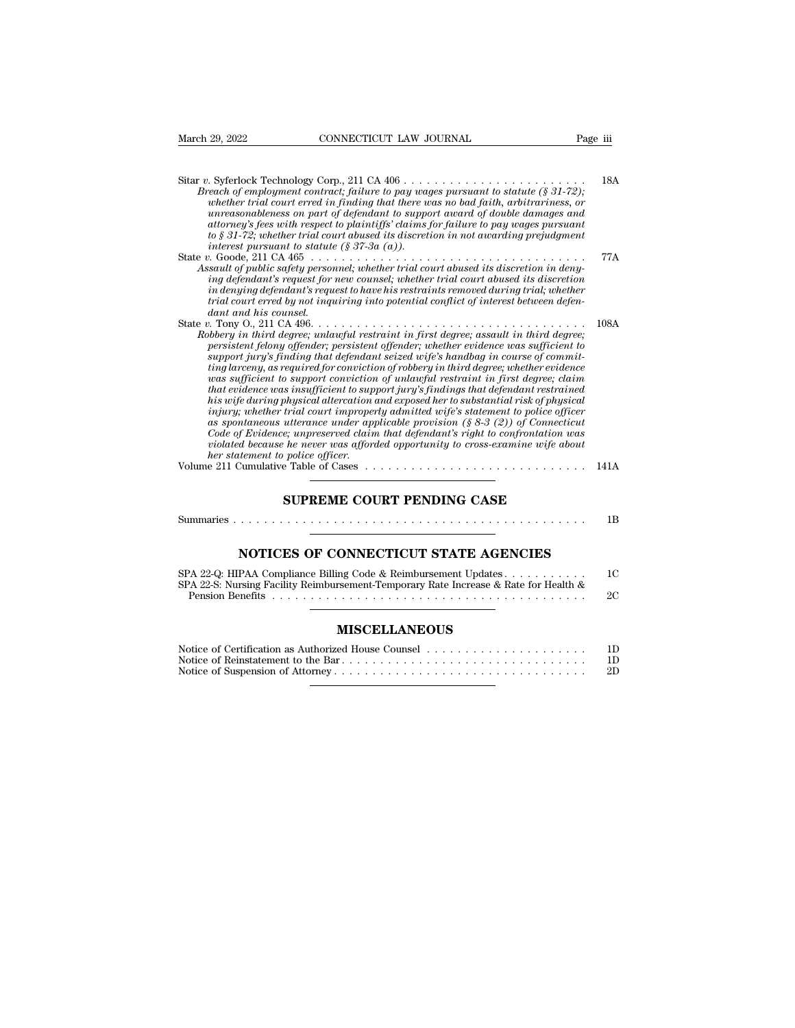Sitar *v.* Syferlock Technology Corp., 211 CA 406 . . . . . . . . . . . . . . . . . . . . . . . . . 18A

*Breach of employment contract; failure to pay wages pursuant to statute (§ 31-72); whether trial court erred in finding that there was no bad faith, arbitrariness, or unreasonableness on part of defendant to support award of double damages and attorney's fees with respect to plaintiffs' claims for failure to pay wages pursuant to § 31-72; whether trial court abused its discretion in not awarding prejudgment interest pursuant to statute (§ 37-3a (a)).*

State *v.* Goode, 211 CA 465 . . . . . . . . . . . . . . . . . . . . . . . . . . . . . . . . . . . . 77A

*Assault of public safety personnel; whether trial court abused its discretion in denying defendant's request for new counsel; whether trial court abused its discretion in denying defendant's request to have his restraints removed during trial; whether trial court erred by not inquiring into potential conflict of interest between defendant and his counsel.*

State *v.* Tony O., 211 CA 496. . . . . . . . . . . . . . . . . . . . . . . . . . . . . . . . . . . . 108A

*Robbery in third degree; unlawful restraint in first degree; assault in third degree; persistent felony offender; persistent offender; whether evidence was sufficient to support jury's finding that defendant seized wife's handbag in course of committing larceny, as required for conviction of robbery in third degree; whether evidence was sufficient to support conviction of unlawful restraint in first degree; claim that evidence was insufficient to support jury's findings that defendant restrained his wife during physical altercation and exposed her to substantial risk of physical injury; whether trial court improperly admitted wife's statement to police officer as spontaneous utterance under applicable provision (§ 8-3 (2)) of Connecticut Code of Evidence; unpreserved claim that defendant's right to confrontation was violated because he never was afforded opportunity to cross-examine wife about her statement to police officer.*

Volume 211 Cumulative Table of Cases . . . . . . . . . . . . . . . . . . . . . . . . . . . 141A

## SUPREME COURT PENDING CASE

Summaries . . . . . . . . . . . . . . . . . . . . . . . . . . . . . . . . . . . . . . . . . . . . 1B

## NOTICES OF CONNECTICUT STATE AGENCIES

SPA 22-Q: HIPAA Compliance Billing Code & Reimbursement Updates . . . . . . . . . . . 1C

SPA 22-S: Nursing Facility Reimbursement-Temporary Rate Increase & Rate for Health & Pension Benefits . . . . . . . . . . . . . . . . . . . . . . . . . . . . . . . . . . . . . . . . 2C

## MISCELLANEOUS

Notice of Certification as Authorized House Counsel . . . . . . . . . . . . . . . . . . . . 1D

Notice of Reinstatement to the Bar . . . . . . . . . . . . . . . . . . . . . . . . . . . . . . . 1D

Notice of Suspension of Attorney . . . . . . . . . . . . . . . . . . . . . . . . . . . . . . . . 2D